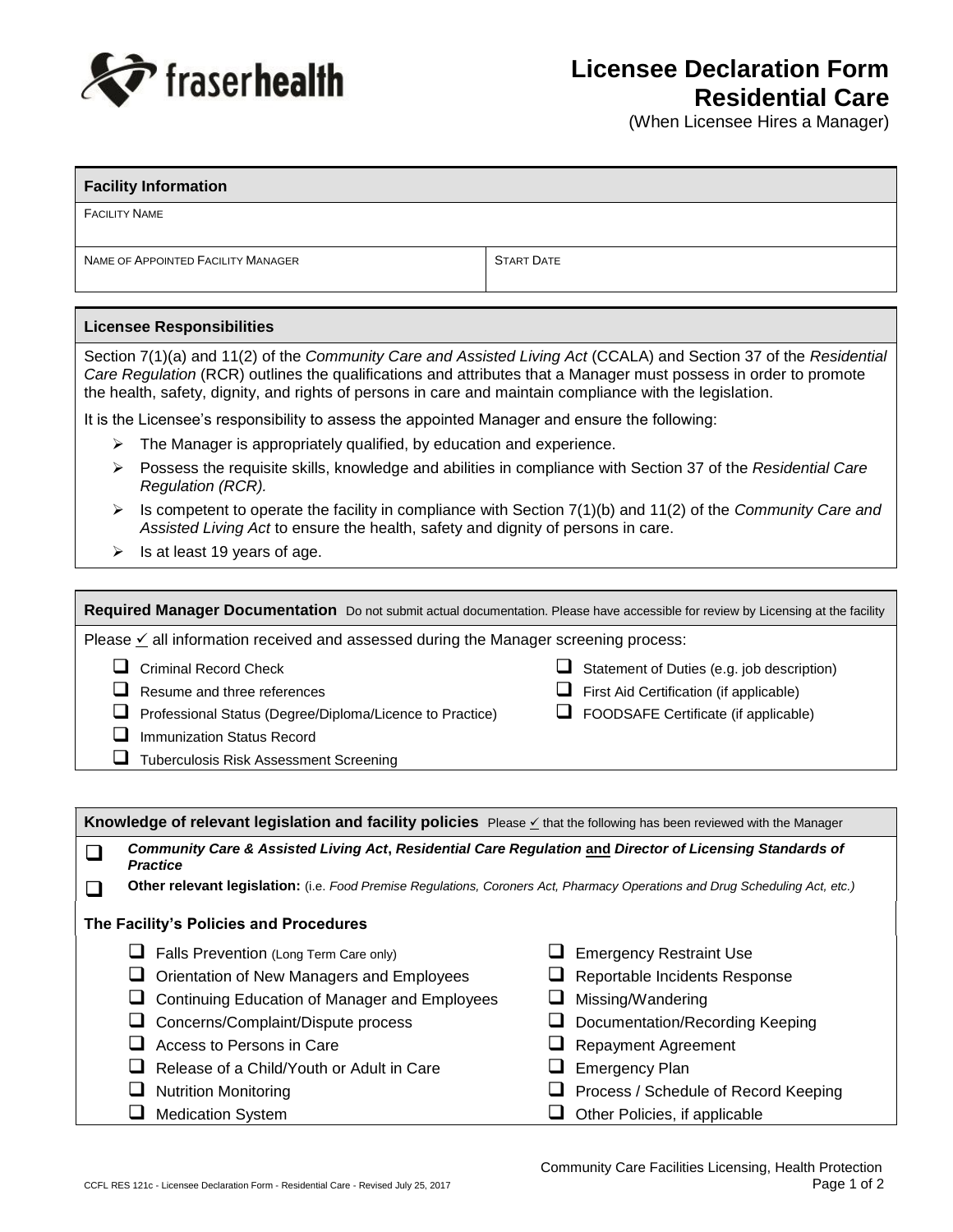fraserhealth

# Licensee Declaration Form Residential Care

(When Licensee Hires a Manager)

## Facility Information

| FACILITY NAME | |
|---|---|
| NAME OF APPOINTED FACILITY MANAGER | START DATE |

## Licensee Responsibilities

Section 7(1)(a) and 11(2) of the *Community Care and Assisted Living Act* (CCALA) and Section 37 of the *Residential Care Regulation* (RCR) outlines the qualifications and attributes that a Manager must possess in order to promote the health, safety, dignity, and rights of persons in care and maintain compliance with the legislation.

It is the Licensee's responsibility to assess the appointed Manager and ensure the following:

- The Manager is appropriately qualified, by education and experience.
- Possess the requisite skills, knowledge and abilities in compliance with Section 37 of the *Residential Care Regulation (RCR).*
- Is competent to operate the facility in compliance with Section 7(1)(b) and 11(2) of the *Community Care and Assisted Living Act* to ensure the health, safety and dignity of persons in care.
- Is at least 19 years of age.

## Required Manager Documentation

Do not submit actual documentation. Please have accessible for review by Licensing at the facility

Please ✓ all information received and assessed during the Manager screening process:

- ☐ Criminal Record Check
- ☐ Resume and three references
- ☐ Professional Status (Degree/Diploma/Licence to Practice)
- ☐ Immunization Status Record
- ☐ Tuberculosis Risk Assessment Screening
- ☐ Statement of Duties (e.g. job description)
- ☐ First Aid Certification (if applicable)
- ☐ FOODSAFE Certificate (if applicable)

## Knowledge of relevant legislation and facility policies

Please ✓ that the following has been reviewed with the Manager

- ☐ ***Community Care & Assisted Living Act*, *Residential Care Regulation* and *Director of Licensing Standards of Practice***
- ☐ **Other relevant legislation:** (i.e. *Food Premise Regulations, Coroners Act, Pharmacy Operations and Drug Scheduling Act, etc.)*

### The Facility's Policies and Procedures

- ☐ Falls Prevention (Long Term Care only)
- ☐ Orientation of New Managers and Employees
- ☐ Continuing Education of Manager and Employees
- ☐ Concerns/Complaint/Dispute process
- ☐ Access to Persons in Care
- ☐ Release of a Child/Youth or Adult in Care
- ☐ Nutrition Monitoring
- ☐ Medication System
- ☐ Emergency Restraint Use
- ☐ Reportable Incidents Response
- ☐ Missing/Wandering
- ☐ Documentation/Recording Keeping
- ☐ Repayment Agreement
- ☐ Emergency Plan
- ☐ Process / Schedule of Record Keeping
- ☐ Other Policies, if applicable

Community Care Facilities Licensing, Health Protection

CCFL RES 121c - Licensee Declaration Form - Residential Care - Revised July 25, 2017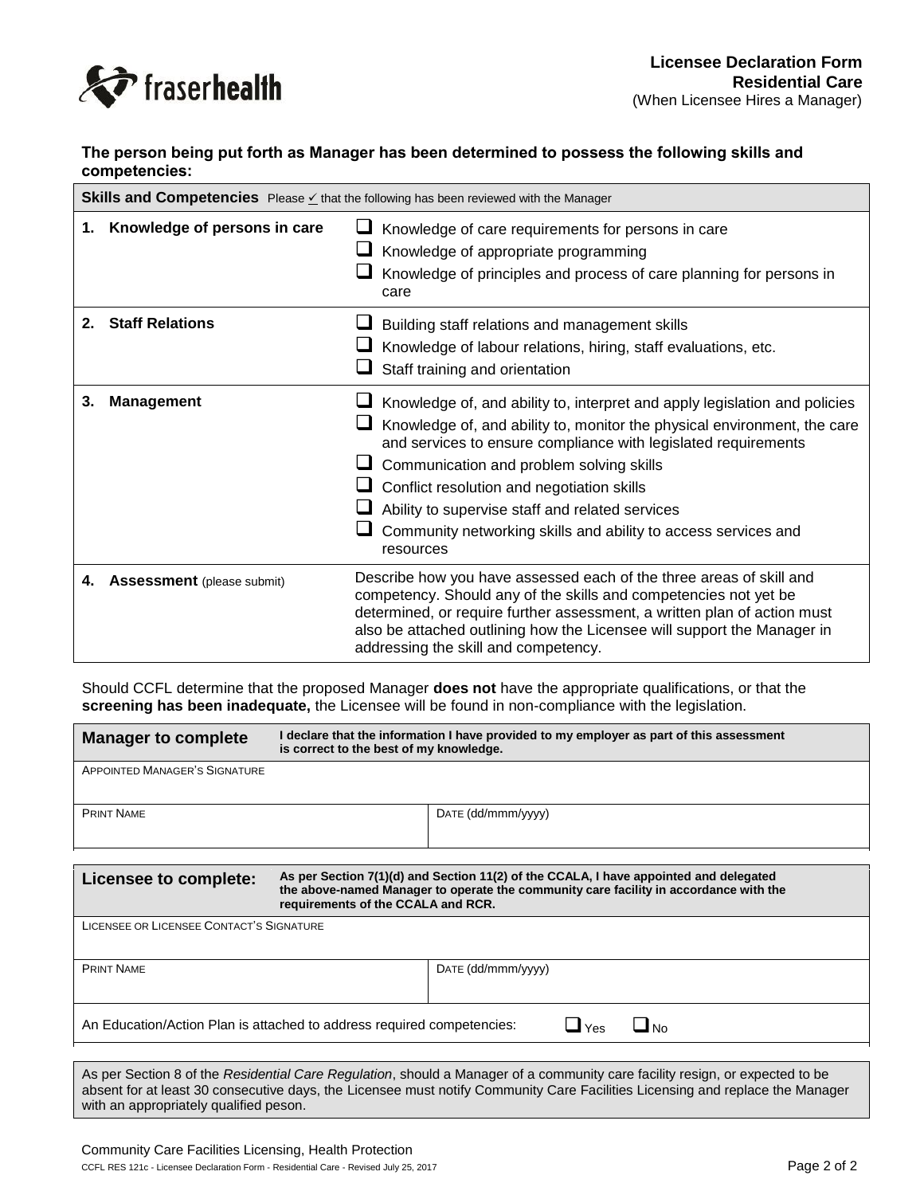**Licensee Declaration Form**
**Residential Care**
(When Licensee Hires a Manager)

**The person being put forth as Manager has been determined to possess the following skills and competencies:**

| **Skills and Competencies** Please ✓ that the following has been reviewed with the Manager | |
|---|---|
| **1. Knowledge of persons in care** | ❑ Knowledge of care requirements for persons in care<br>❑ Knowledge of appropriate programming<br>❑ Knowledge of principles and process of care planning for persons in care |
| **2. Staff Relations** | ❑ Building staff relations and management skills<br>❑ Knowledge of labour relations, hiring, staff evaluations, etc.<br>❑ Staff training and orientation |
| **3. Management** | ❑ Knowledge of, and ability to, interpret and apply legislation and policies<br>❑ Knowledge of, and ability to, monitor the physical environment, the care and services to ensure compliance with legislated requirements<br>❑ Communication and problem solving skills<br>❑ Conflict resolution and negotiation skills<br>❑ Ability to supervise staff and related services<br>❑ Community networking skills and ability to access services and resources |
| **4. Assessment** (please submit) | Describe how you have assessed each of the three areas of skill and competency. Should any of the skills and competencies not yet be determined, or require further assessment, a written plan of action must also be attached outlining how the Licensee will support the Manager in addressing the skill and competency. |

Should CCFL determine that the proposed Manager **does not** have the appropriate qualifications, or that the **screening has been inadequate,** the Licensee will be found in non-compliance with the legislation.

| **Manager to complete** | **I declare that the information I have provided to my employer as part of this assessment is correct to the best of my knowledge.** |
|---|---|
| APPOINTED MANAGER'S SIGNATURE | |
| PRINT NAME | DATE (dd/mmm/yyyy) |

| **Licensee to complete:** | **As per Section 7(1)(d) and Section 11(2) of the CCALA, I have appointed and delegated the above-named Manager to operate the community care facility in accordance with the requirements of the CCALA and RCR.** |
|---|---|
| LICENSEE OR LICENSEE CONTACT'S SIGNATURE | |
| PRINT NAME | DATE (dd/mmm/yyyy) |
| An Education/Action Plan is attached to address required competencies: ❑ Yes ❑ No | |

As per Section 8 of the *Residential Care Regulation*, should a Manager of a community care facility resign, or expected to be absent for at least 30 consecutive days, the Licensee must notify Community Care Facilities Licensing and replace the Manager with an appropriately qualified peson.

Community Care Facilities Licensing, Health Protection
CCFL RES 121c - Licensee Declaration Form - Residential Care - Revised July 25, 2017